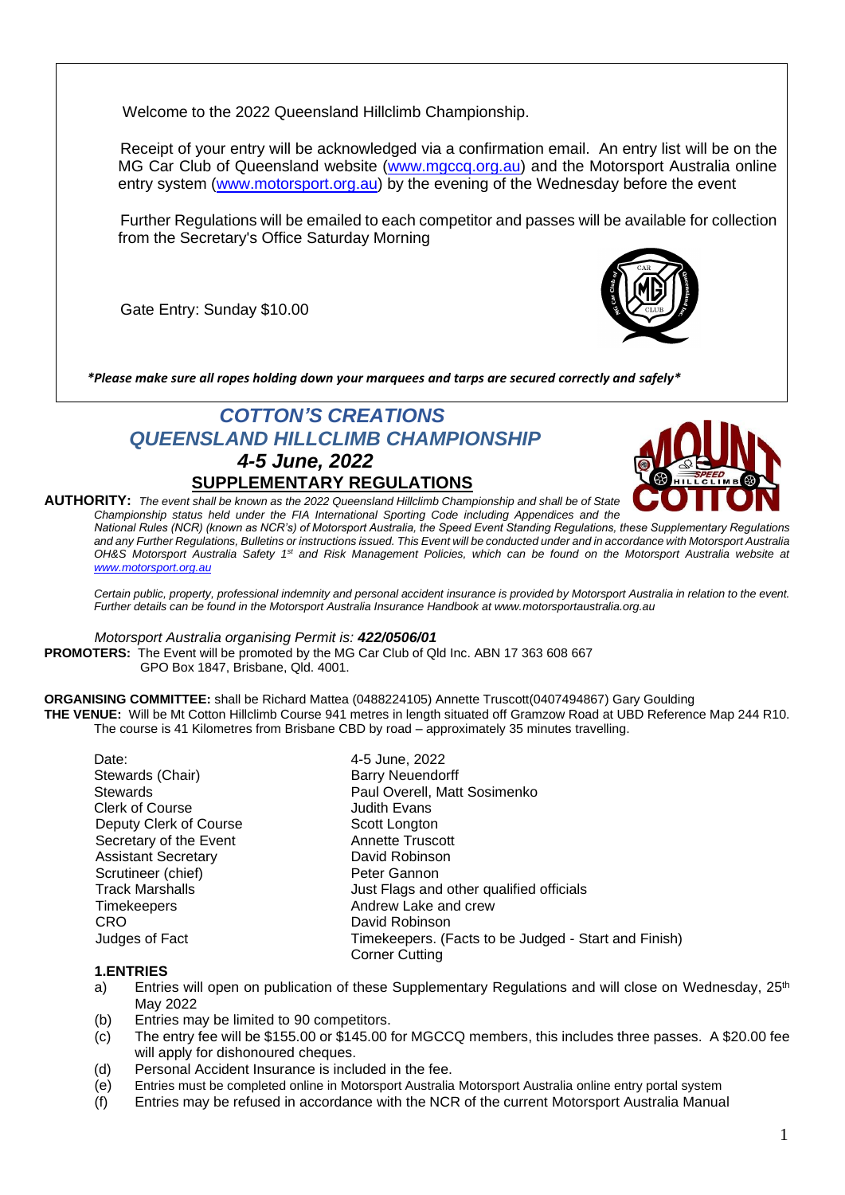Welcome to the 2022 Queensland Hillclimb Championship.

Receipt of your entry will be acknowledged via a confirmation email. An entry list will be on the MG Car Club of Queensland website (www.mgccq.org.au) and the Motorsport Australia online entry system (www.motorsport.org.au) by the evening of the Wednesday before the event

Further Regulations will be emailed to each competitor and passes will be available for collection from the Secretary's Office Saturday Morning

Gate Entry: Sunday $10.00

***Please make sure all ropes holding down your marquees and tarps are secured correctly and safely***

# *COTTON'S CREATIONS*
# *QUEENSLAND HILLCLIMB CHAMPIONSHIP*
## *4-5 June, 2022*
## SUPPLEMENTARY REGULATIONS

**AUTHORITY:** *The event shall be known as the 2022 Queensland Hillclimb Championship and shall be of State Championship status held under the FIA International Sporting Code including Appendices and the National Rules (NCR) (known as NCR's) of Motorsport Australia, the Speed Event Standing Regulations, these Supplementary Regulations and any Further Regulations, Bulletins or instructions issued. This Event will be conducted under and in accordance with Motorsport Australia OH&S Motorsport Australia Safety 1st and Risk Management Policies, which can be found on the Motorsport Australia website at www.motorsport.org.au*

*Certain public, property, professional indemnity and personal accident insurance is provided by Motorsport Australia in relation to the event. Further details can be found in the Motorsport Australia Insurance Handbook at www.motorsportaustralia.org.au*

*Motorsport Australia organising Permit is: **422/0506/01***

**PROMOTERS:** The Event will be promoted by the MG Car Club of Qld Inc. ABN 17 363 608 667 GPO Box 1847, Brisbane, Qld. 4001.

**ORGANISING COMMITTEE:** shall be Richard Mattea (0488224105) Annette Truscott(0407494867) Gary Goulding

**THE VENUE:** Will be Mt Cotton Hillclimb Course 941 metres in length situated off Gramzow Road at UBD Reference Map 244 R10. The course is 41 Kilometres from Brisbane CBD by road – approximately 35 minutes travelling.

| | |
|---|---|
| Date: | 4-5 June, 2022 |
| Stewards (Chair) | Barry Neuendorff |
| Stewards | Paul Overell, Matt Sosimenko |
| Clerk of Course | Judith Evans |
| Deputy Clerk of Course | Scott Longton |
| Secretary of the Event | Annette Truscott |
| Assistant Secretary | David Robinson |
| Scrutineer (chief) | Peter Gannon |
| Track Marshalls | Just Flags and other qualified officials |
| Timekeepers | Andrew Lake and crew |
| CRO | David Robinson |
| Judges of Fact | Timekeepers. (Facts to be Judged - Start and Finish) Corner Cutting |

### 1.ENTRIES

a) Entries will open on publication of these Supplementary Regulations and will close on Wednesday, 25th May 2022

(b) Entries may be limited to 90 competitors.

(c) The entry fee will be $155.00 or $145.00 for MGCCQ members, this includes three passes. A $20.00 fee will apply for dishonoured cheques.

(d) Personal Accident Insurance is included in the fee.

(e) Entries must be completed online in Motorsport Australia Motorsport Australia online entry portal system

(f) Entries may be refused in accordance with the NCR of the current Motorsport Australia Manual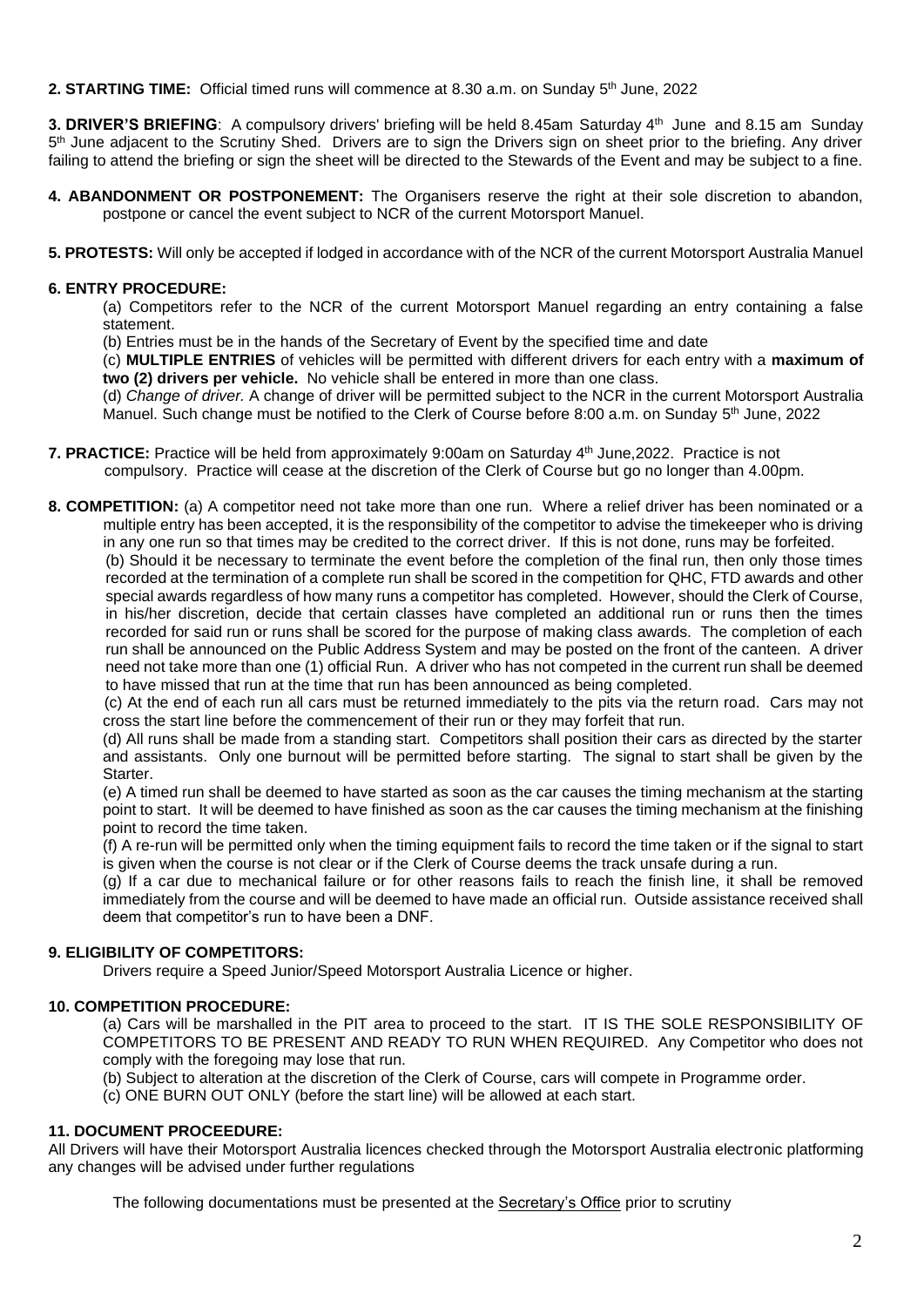**2. STARTING TIME:** Official timed runs will commence at 8.30 a.m. on Sunday 5th June, 2022

**3. DRIVER'S BRIEFING**: A compulsory drivers' briefing will be held 8.45am Saturday 4th June and 8.15 am Sunday 5th June adjacent to the Scrutiny Shed. Drivers are to sign the Drivers sign on sheet prior to the briefing. Any driver failing to attend the briefing or sign the sheet will be directed to the Stewards of the Event and may be subject to a fine.

**4. ABANDONMENT OR POSTPONEMENT:** The Organisers reserve the right at their sole discretion to abandon, postpone or cancel the event subject to NCR of the current Motorsport Manuel.

**5. PROTESTS:** Will only be accepted if lodged in accordance with of the NCR of the current Motorsport Australia Manuel

**6. ENTRY PROCEDURE:**

(a) Competitors refer to the NCR of the current Motorsport Manuel regarding an entry containing a false statement.

(b) Entries must be in the hands of the Secretary of Event by the specified time and date

(c) **MULTIPLE ENTRIES** of vehicles will be permitted with different drivers for each entry with a **maximum of two (2) drivers per vehicle.** No vehicle shall be entered in more than one class.

(d) *Change of driver.* A change of driver will be permitted subject to the NCR in the current Motorsport Australia Manuel. Such change must be notified to the Clerk of Course before 8:00 a.m. on Sunday 5th June, 2022

**7. PRACTICE:** Practice will be held from approximately 9:00am on Saturday 4th June,2022. Practice is not compulsory. Practice will cease at the discretion of the Clerk of Course but go no longer than 4.00pm.

**8. COMPETITION:** (a) A competitor need not take more than one run. Where a relief driver has been nominated or a multiple entry has been accepted, it is the responsibility of the competitor to advise the timekeeper who is driving in any one run so that times may be credited to the correct driver. If this is not done, runs may be forfeited.

(b) Should it be necessary to terminate the event before the completion of the final run, then only those times recorded at the termination of a complete run shall be scored in the competition for QHC, FTD awards and other special awards regardless of how many runs a competitor has completed. However, should the Clerk of Course, in his/her discretion, decide that certain classes have completed an additional run or runs then the times recorded for said run or runs shall be scored for the purpose of making class awards. The completion of each run shall be announced on the Public Address System and may be posted on the front of the canteen. A driver need not take more than one (1) official Run. A driver who has not competed in the current run shall be deemed to have missed that run at the time that run has been announced as being completed.

(c) At the end of each run all cars must be returned immediately to the pits via the return road. Cars may not cross the start line before the commencement of their run or they may forfeit that run.

(d) All runs shall be made from a standing start. Competitors shall position their cars as directed by the starter and assistants. Only one burnout will be permitted before starting. The signal to start shall be given by the Starter.

(e) A timed run shall be deemed to have started as soon as the car causes the timing mechanism at the starting point to start. It will be deemed to have finished as soon as the car causes the timing mechanism at the finishing point to record the time taken.

(f) A re-run will be permitted only when the timing equipment fails to record the time taken or if the signal to start is given when the course is not clear or if the Clerk of Course deems the track unsafe during a run.

(g) If a car due to mechanical failure or for other reasons fails to reach the finish line, it shall be removed immediately from the course and will be deemed to have made an official run. Outside assistance received shall deem that competitor's run to have been a DNF.

**9. ELIGIBILITY OF COMPETITORS:**

Drivers require a Speed Junior/Speed Motorsport Australia Licence or higher.

**10. COMPETITION PROCEDURE:**

(a) Cars will be marshalled in the PIT area to proceed to the start. IT IS THE SOLE RESPONSIBILITY OF COMPETITORS TO BE PRESENT AND READY TO RUN WHEN REQUIRED. Any Competitor who does not comply with the foregoing may lose that run.

(b) Subject to alteration at the discretion of the Clerk of Course, cars will compete in Programme order.

(c) ONE BURN OUT ONLY (before the start line) will be allowed at each start.

**11. DOCUMENT PROCEEDURE:**

All Drivers will have their Motorsport Australia licences checked through the Motorsport Australia electronic platforming any changes will be advised under further regulations

The following documentations must be presented at the Secretary's Office prior to scrutiny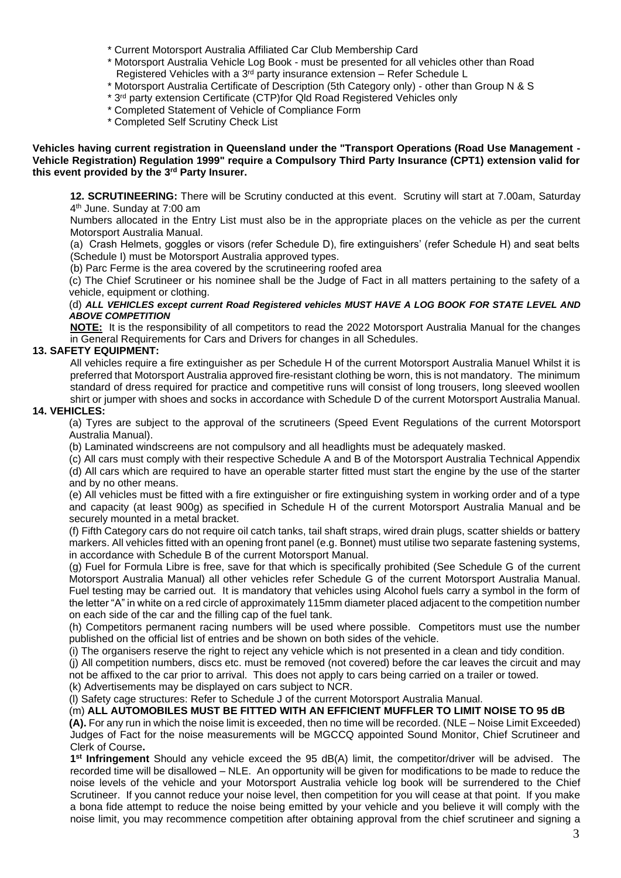* Current Motorsport Australia Affiliated Car Club Membership Card
* Motorsport Australia Vehicle Log Book - must be presented for all vehicles other than Road Registered Vehicles with a 3rd party insurance extension – Refer Schedule L
* Motorsport Australia Certificate of Description (5th Category only) - other than Group N & S
* 3rd party extension Certificate (CTP)for Qld Road Registered Vehicles only
* Completed Statement of Vehicle of Compliance Form
* Completed Self Scrutiny Check List

**Vehicles having current registration in Queensland under the "Transport Operations (Road Use Management - Vehicle Registration) Regulation 1999" require a Compulsory Third Party Insurance (CPT1) extension valid for this event provided by the 3rd Party Insurer.**

**12. SCRUTINEERING:** There will be Scrutiny conducted at this event. Scrutiny will start at 7.00am, Saturday 4th June. Sunday at 7:00 am

Numbers allocated in the Entry List must also be in the appropriate places on the vehicle as per the current Motorsport Australia Manual.

(a) Crash Helmets, goggles or visors (refer Schedule D), fire extinguishers' (refer Schedule H) and seat belts (Schedule I) must be Motorsport Australia approved types.

(b) Parc Ferme is the area covered by the scrutineering roofed area

(c) The Chief Scrutineer or his nominee shall be the Judge of Fact in all matters pertaining to the safety of a vehicle, equipment or clothing.

(d) ***ALL VEHICLES except current Road Registered vehicles MUST HAVE A LOG BOOK FOR STATE LEVEL AND ABOVE COMPETITION***

**NOTE:** It is the responsibility of all competitors to read the 2022 Motorsport Australia Manual for the changes in General Requirements for Cars and Drivers for changes in all Schedules.

**13. SAFETY EQUIPMENT:**

All vehicles require a fire extinguisher as per Schedule H of the current Motorsport Australia Manuel Whilst it is preferred that Motorsport Australia approved fire-resistant clothing be worn, this is not mandatory. The minimum standard of dress required for practice and competitive runs will consist of long trousers, long sleeved woollen shirt or jumper with shoes and socks in accordance with Schedule D of the current Motorsport Australia Manual.

**14. VEHICLES:**

(a) Tyres are subject to the approval of the scrutineers (Speed Event Regulations of the current Motorsport Australia Manual).

(b) Laminated windscreens are not compulsory and all headlights must be adequately masked.

(c) All cars must comply with their respective Schedule A and B of the Motorsport Australia Technical Appendix

(d) All cars which are required to have an operable starter fitted must start the engine by the use of the starter and by no other means.

(e) All vehicles must be fitted with a fire extinguisher or fire extinguishing system in working order and of a type and capacity (at least 900g) as specified in Schedule H of the current Motorsport Australia Manual and be securely mounted in a metal bracket.

(f) Fifth Category cars do not require oil catch tanks, tail shaft straps, wired drain plugs, scatter shields or battery markers. All vehicles fitted with an opening front panel (e.g. Bonnet) must utilise two separate fastening systems, in accordance with Schedule B of the current Motorsport Manual.

(g) Fuel for Formula Libre is free, save for that which is specifically prohibited (See Schedule G of the current Motorsport Australia Manual) all other vehicles refer Schedule G of the current Motorsport Australia Manual. Fuel testing may be carried out. It is mandatory that vehicles using Alcohol fuels carry a symbol in the form of the letter "A" in white on a red circle of approximately 115mm diameter placed adjacent to the competition number on each side of the car and the filling cap of the fuel tank.

(h) Competitors permanent racing numbers will be used where possible. Competitors must use the number published on the official list of entries and be shown on both sides of the vehicle.

(i) The organisers reserve the right to reject any vehicle which is not presented in a clean and tidy condition.

(j) All competition numbers, discs etc. must be removed (not covered) before the car leaves the circuit and may not be affixed to the car prior to arrival. This does not apply to cars being carried on a trailer or towed.

(k) Advertisements may be displayed on cars subject to NCR.

(l) Safety cage structures: Refer to Schedule J of the current Motorsport Australia Manual.

(m) **ALL AUTOMOBILES MUST BE FITTED WITH AN EFFICIENT MUFFLER TO LIMIT NOISE TO 95 dB (A).** For any run in which the noise limit is exceeded, then no time will be recorded. (NLE – Noise Limit Exceeded) Judges of Fact for the noise measurements will be MGCCQ appointed Sound Monitor, Chief Scrutineer and Clerk of Course**.**

**1st Infringement** Should any vehicle exceed the 95 dB(A) limit, the competitor/driver will be advised. The recorded time will be disallowed – NLE. An opportunity will be given for modifications to be made to reduce the noise levels of the vehicle and your Motorsport Australia vehicle log book will be surrendered to the Chief Scrutineer. If you cannot reduce your noise level, then competition for you will cease at that point. If you make a bona fide attempt to reduce the noise being emitted by your vehicle and you believe it will comply with the noise limit, you may recommence competition after obtaining approval from the chief scrutineer and signing a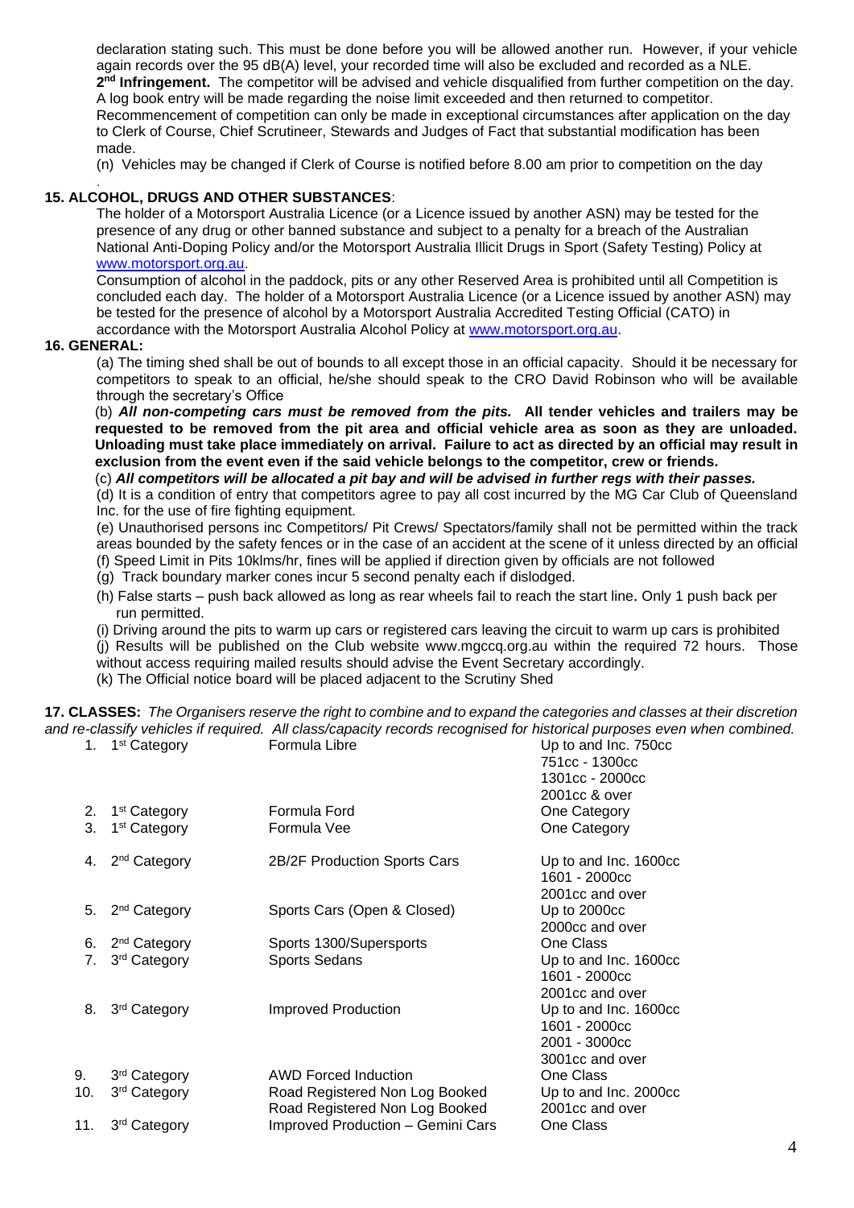declaration stating such. This must be done before you will be allowed another run. However, if your vehicle again records over the 95 dB(A) level, your recorded time will also be excluded and recorded as a NLE.

**2nd Infringement.** The competitor will be advised and vehicle disqualified from further competition on the day. A log book entry will be made regarding the noise limit exceeded and then returned to competitor. Recommencement of competition can only be made in exceptional circumstances after application on the day to Clerk of Course, Chief Scrutineer, Stewards and Judges of Fact that substantial modification has been made.

(n) Vehicles may be changed if Clerk of Course is notified before 8.00 am prior to competition on the day

### 15. ALCOHOL, DRUGS AND OTHER SUBSTANCES:

The holder of a Motorsport Australia Licence (or a Licence issued by another ASN) may be tested for the presence of any drug or other banned substance and subject to a penalty for a breach of the Australian National Anti-Doping Policy and/or the Motorsport Australia Illicit Drugs in Sport (Safety Testing) Policy at www.motorsport.org.au.

Consumption of alcohol in the paddock, pits or any other Reserved Area is prohibited until all Competition is concluded each day. The holder of a Motorsport Australia Licence (or a Licence issued by another ASN) may be tested for the presence of alcohol by a Motorsport Australia Accredited Testing Official (CATO) in accordance with the Motorsport Australia Alcohol Policy at www.motorsport.org.au.

### 16. GENERAL:

(a) The timing shed shall be out of bounds to all except those in an official capacity. Should it be necessary for competitors to speak to an official, he/she should speak to the CRO David Robinson who will be available through the secretary's Office

(b) ***All non-competing cars must be removed from the pits.*** **All tender vehicles and trailers may be requested to be removed from the pit area and official vehicle area as soon as they are unloaded. Unloading must take place immediately on arrival. Failure to act as directed by an official may result in exclusion from the event even if the said vehicle belongs to the competitor, crew or friends.**

(c) ***All competitors will be allocated a pit bay and will be advised in further regs with their passes.***

(d) It is a condition of entry that competitors agree to pay all cost incurred by the MG Car Club of Queensland Inc. for the use of fire fighting equipment.

(e) Unauthorised persons inc Competitors/ Pit Crews/ Spectators/family shall not be permitted within the track areas bounded by the safety fences or in the case of an accident at the scene of it unless directed by an official

(f) Speed Limit in Pits 10klms/hr, fines will be applied if direction given by officials are not followed

(g) Track boundary marker cones incur 5 second penalty each if dislodged.

(h) False starts – push back allowed as long as rear wheels fail to reach the start line. Only 1 push back per run permitted.

(i) Driving around the pits to warm up cars or registered cars leaving the circuit to warm up cars is prohibited

(j) Results will be published on the Club website www.mgccq.org.au within the required 72 hours. Those without access requiring mailed results should advise the Event Secretary accordingly.

(k) The Official notice board will be placed adjacent to the Scrutiny Shed

**17. CLASSES:** *The Organisers reserve the right to combine and to expand the categories and classes at their discretion and re-classify vehicles if required. All class/capacity records recognised for historical purposes even when combined.*

| No. | Category | Class | Capacity |
|---|---|---|---|
| 1. | 1st Category | Formula Libre | Up to and Inc. 750cc<br>751cc - 1300cc<br>1301cc - 2000cc<br>2001cc & over |
| 2. | 1st Category | Formula Ford | One Category |
| 3. | 1st Category | Formula Vee | One Category |
| 4. | 2nd Category | 2B/2F Production Sports Cars | Up to and Inc. 1600cc<br>1601 - 2000cc<br>2001cc and over |
| 5. | 2nd Category | Sports Cars (Open & Closed) | Up to 2000cc<br>2000cc and over |
| 6. | 2nd Category | Sports 1300/Supersports | One Class |
| 7. | 3rd Category | Sports Sedans | Up to and Inc. 1600cc<br>1601 - 2000cc<br>2001cc and over |
| 8. | 3rd Category | Improved Production | Up to and Inc. 1600cc<br>1601 - 2000cc<br>2001 - 3000cc<br>3001cc and over |
| 9. | 3rd Category | AWD Forced Induction | One Class |
| 10. | 3rd Category | Road Registered Non Log Booked<br>Road Registered Non Log Booked | Up to and Inc. 2000cc<br>2001cc and over |
| 11. | 3rd Category | Improved Production – Gemini Cars | One Class |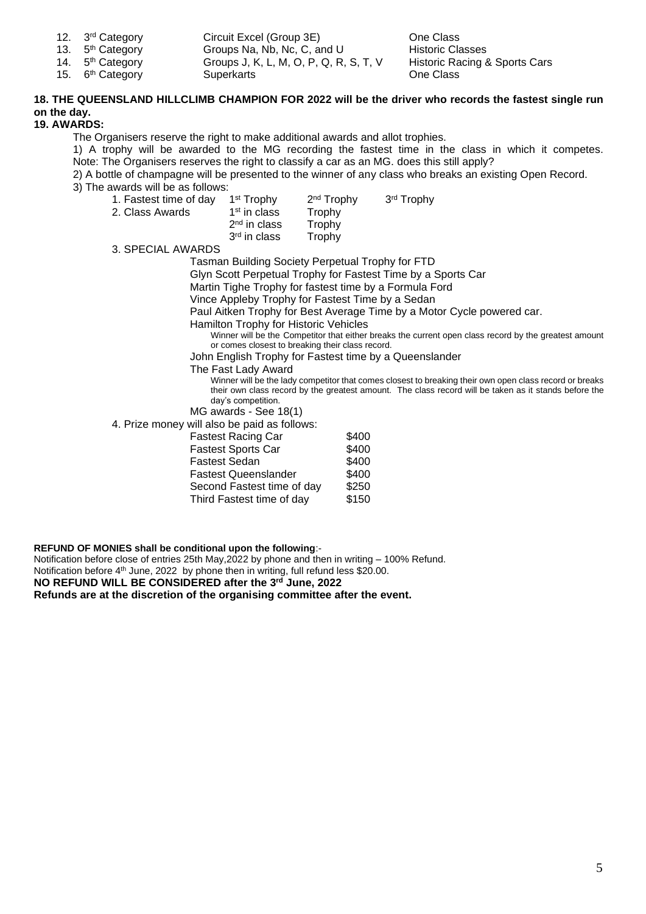| | | | |
|---|---|---|---|
| 12. | 3rd Category | Circuit Excel (Group 3E) | One Class |
| 13. | 5th Category | Groups Na, Nb, Nc, C, and U | Historic Classes |
| 14. | 5th Category | Groups J, K, L, M, O, P, Q, R, S, T, V | Historic Racing & Sports Cars |
| 15. | 6th Category | Superkarts | One Class |

**18. THE QUEENSLAND HILLCLIMB CHAMPION FOR 2022 will be the driver who records the fastest single run on the day.**

**19. AWARDS:**

The Organisers reserve the right to make additional awards and allot trophies.

1) A trophy will be awarded to the MG recording the fastest time in the class in which it competes. Note: The Organisers reserves the right to classify a car as an MG. does this still apply?

2) A bottle of champagne will be presented to the winner of any class who breaks an existing Open Record.

3) The awards will be as follows:

| | | | |
|---|---|---|---|
| 1. Fastest time of day | 1st Trophy | 2nd Trophy | 3rd Trophy |
| 2. Class Awards | 1st in class | Trophy | |
| | 2nd in class | Trophy | |
| | 3rd in class | Trophy | |

3. SPECIAL AWARDS

Tasman Building Society Perpetual Trophy for FTD

Glyn Scott Perpetual Trophy for Fastest Time by a Sports Car

Martin Tighe Trophy for fastest time by a Formula Ford

Vince Appleby Trophy for Fastest Time by a Sedan

Paul Aitken Trophy for Best Average Time by a Motor Cycle powered car.

Hamilton Trophy for Historic Vehicles

Winner will be the Competitor that either breaks the current open class record by the greatest amount or comes closest to breaking their class record.

John English Trophy for Fastest time by a Queenslander

The Fast Lady Award

Winner will be the lady competitor that comes closest to breaking their own open class record or breaks their own class record by the greatest amount. The class record will be taken as it stands before the day's competition.

MG awards - See 18(1)

4. Prize money will also be paid as follows:

| | |
|---|---|
| Fastest Racing Car | \$400 |
| Fastest Sports Car | \$400 |
| Fastest Sedan | \$400 |
| Fastest Queenslander | \$400 |
| Second Fastest time of day | \$250 |
| Third Fastest time of day | \$150 |

**REFUND OF MONIES shall be conditional upon the following**:-

Notification before close of entries 25th May,2022 by phone and then in writing – 100% Refund.

Notification before 4th June, 2022 by phone then in writing, full refund less \$20.00.

**NO REFUND WILL BE CONSIDERED after the 3rd June, 2022**

**Refunds are at the discretion of the organising committee after the event.**